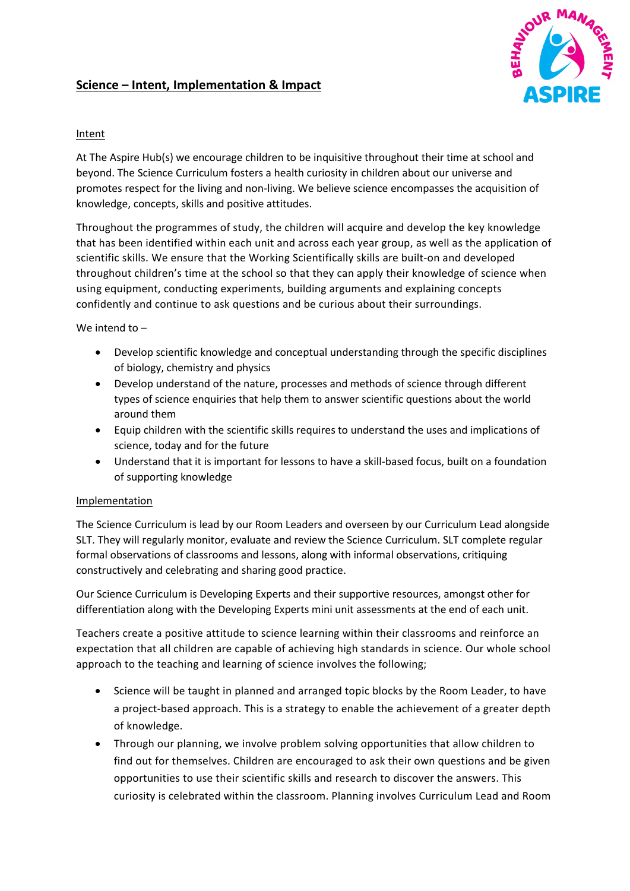# Science – Intent, Implementation & Impact

## Intent

At The Aspire Hub(s) we encourage children to be inquisitive throughout their time at school and beyond. The Science Curriculum fosters a health curiosity in children about our universe and promotes respect for the living and non-living. We believe science encompasses the acquisition of knowledge, concepts, skills and positive attitudes.

Throughout the programmes of study, the children will acquire and develop the key knowledge that has been identified within each unit and across each year group, as well as the application of scientific skills. We ensure that the Working Scientifically skills are built-on and developed throughout children's time at the school so that they can apply their knowledge of science when using equipment, conducting experiments, building arguments and explaining concepts confidently and continue to ask questions and be curious about their surroundings.

We intend to –

- Develop scientific knowledge and conceptual understanding through the specific disciplines of biology, chemistry and physics
- Develop understand of the nature, processes and methods of science through different types of science enquiries that help them to answer scientific questions about the world around them
- Equip children with the scientific skills requires to understand the uses and implications of science, today and for the future
- Understand that it is important for lessons to have a skill-based focus, built on a foundation of supporting knowledge

## Implementation

The Science Curriculum is lead by our Room Leaders and overseen by our Curriculum Lead alongside SLT. They will regularly monitor, evaluate and review the Science Curriculum. SLT complete regular formal observations of classrooms and lessons, along with informal observations, critiquing constructively and celebrating and sharing good practice.

Our Science Curriculum is Developing Experts and their supportive resources, amongst other for differentiation along with the Developing Experts mini unit assessments at the end of each unit.

Teachers create a positive attitude to science learning within their classrooms and reinforce an expectation that all children are capable of achieving high standards in science. Our whole school approach to the teaching and learning of science involves the following;

- Science will be taught in planned and arranged topic blocks by the Room Leader, to have a project-based approach. This is a strategy to enable the achievement of a greater depth of knowledge.
- Through our planning, we involve problem solving opportunities that allow children to find out for themselves. Children are encouraged to ask their own questions and be given opportunities to use their scientific skills and research to discover the answers. This curiosity is celebrated within the classroom. Planning involves Curriculum Lead and Room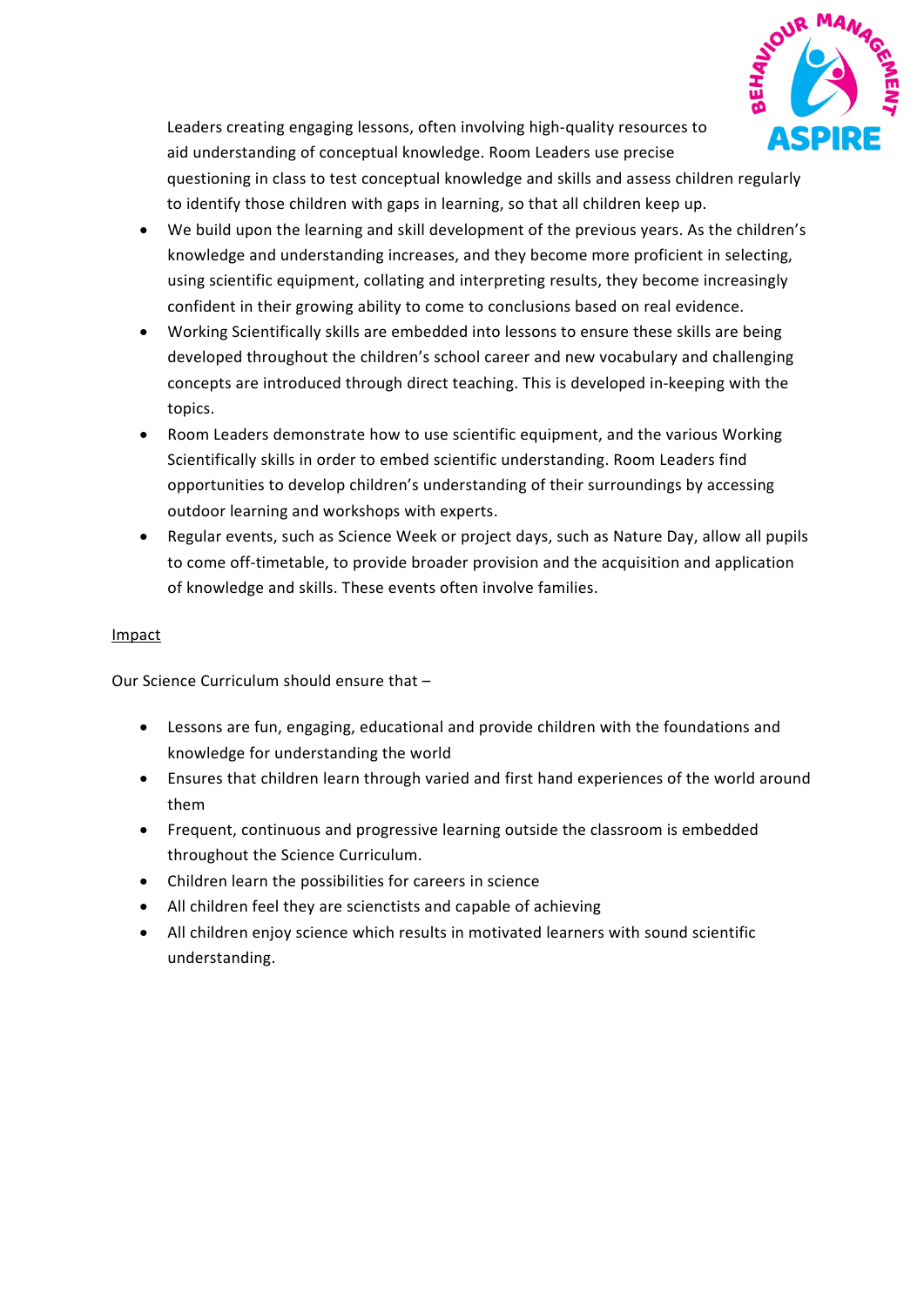Leaders creating engaging lessons, often involving high-quality resources to aid understanding of conceptual knowledge. Room Leaders use precise questioning in class to test conceptual knowledge and skills and assess children regularly to identify those children with gaps in learning, so that all children keep up.

- We build upon the learning and skill development of the previous years. As the children's knowledge and understanding increases, and they become more proficient in selecting, using scientific equipment, collating and interpreting results, they become increasingly confident in their growing ability to come to conclusions based on real evidence.
- Working Scientifically skills are embedded into lessons to ensure these skills are being developed throughout the children's school career and new vocabulary and challenging concepts are introduced through direct teaching. This is developed in-keeping with the topics.
- Room Leaders demonstrate how to use scientific equipment, and the various Working Scientifically skills in order to embed scientific understanding. Room Leaders find opportunities to develop children's understanding of their surroundings by accessing outdoor learning and workshops with experts.
- Regular events, such as Science Week or project days, such as Nature Day, allow all pupils to come off-timetable, to provide broader provision and the acquisition and application of knowledge and skills. These events often involve families.

<u>Impact</u>

Our Science Curriculum should ensure that –

- Lessons are fun, engaging, educational and provide children with the foundations and knowledge for understanding the world
- Ensures that children learn through varied and first hand experiences of the world around them
- Frequent, continuous and progressive learning outside the classroom is embedded throughout the Science Curriculum.
- Children learn the possibilities for careers in science
- All children feel they are scienctists and capable of achieving
- All children enjoy science which results in motivated learners with sound scientific understanding.